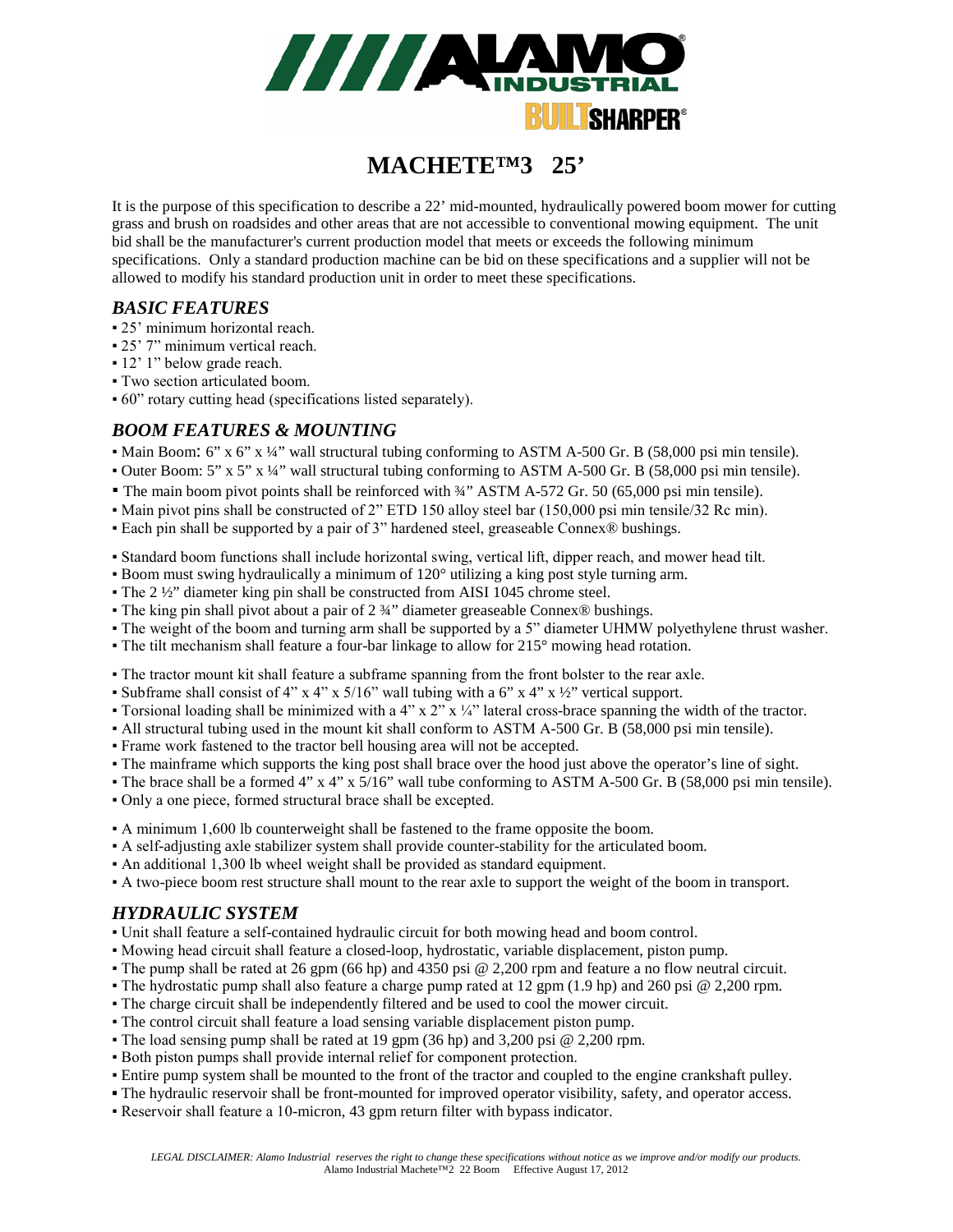# MACHETE™3 25'

It is the purpose of this specification to describe a 22' mid-mounted, hydraulically powered boom mower for cutting grass and brush on roadsides and other areas that are not accessible to conventional mowing equipment. The unit bid shall be the manufacturer's current production model that meets or exceeds the following minimum specifications. Only a standard production machine can be bid on these specifications and a supplier will not be allowed to modify his standard production unit in order to meet these specifications.

## *BASIC FEATURES*

- 25' minimum horizontal reach.
- 25' 7" minimum vertical reach.
- 12' 1" below grade reach.
- Two section articulated boom.
- 60" rotary cutting head (specifications listed separately).

## *BOOM FEATURES & MOUNTING*

- Main Boom: 6" x 6" x ¼" wall structural tubing conforming to ASTM A-500 Gr. B (58,000 psi min tensile).
- Outer Boom: 5" x 5" x ¼" wall structural tubing conforming to ASTM A-500 Gr. B (58,000 psi min tensile).
- The main boom pivot points shall be reinforced with ¾" ASTM A-572 Gr. 50 (65,000 psi min tensile).
- Main pivot pins shall be constructed of 2" ETD 150 alloy steel bar (150,000 psi min tensile/32 Rc min).
- Each pin shall be supported by a pair of 3" hardened steel, greaseable Connex® bushings.

- Standard boom functions shall include horizontal swing, vertical lift, dipper reach, and mower head tilt.
- Boom must swing hydraulically a minimum of 120° utilizing a king post style turning arm.
- The 2 ½" diameter king pin shall be constructed from AISI 1045 chrome steel.
- The king pin shall pivot about a pair of 2 ¾" diameter greaseable Connex® bushings.
- The weight of the boom and turning arm shall be supported by a 5" diameter UHMW polyethylene thrust washer.
- The tilt mechanism shall feature a four-bar linkage to allow for 215° mowing head rotation.

- The tractor mount kit shall feature a subframe spanning from the front bolster to the rear axle.
- Subframe shall consist of 4" x 4" x 5/16" wall tubing with a 6" x 4" x ½" vertical support.
- Torsional loading shall be minimized with a 4" x 2" x ¼" lateral cross-brace spanning the width of the tractor.
- All structural tubing used in the mount kit shall conform to ASTM A-500 Gr. B (58,000 psi min tensile).
- Frame work fastened to the tractor bell housing area will not be accepted.
- The mainframe which supports the king post shall brace over the hood just above the operator's line of sight.
- The brace shall be a formed 4" x 4" x 5/16" wall tube conforming to ASTM A-500 Gr. B (58,000 psi min tensile).
- Only a one piece, formed structural brace shall be excepted.

- A minimum 1,600 lb counterweight shall be fastened to the frame opposite the boom.
- A self-adjusting axle stabilizer system shall provide counter-stability for the articulated boom.
- An additional 1,300 lb wheel weight shall be provided as standard equipment.
- A two-piece boom rest structure shall mount to the rear axle to support the weight of the boom in transport.

## *HYDRAULIC SYSTEM*

- Unit shall feature a self-contained hydraulic circuit for both mowing head and boom control.
- Mowing head circuit shall feature a closed-loop, hydrostatic, variable displacement, piston pump.
- The pump shall be rated at 26 gpm (66 hp) and 4350 psi @ 2,200 rpm and feature a no flow neutral circuit.
- The hydrostatic pump shall also feature a charge pump rated at 12 gpm (1.9 hp) and 260 psi @ 2,200 rpm.
- The charge circuit shall be independently filtered and be used to cool the mower circuit.
- The control circuit shall feature a load sensing variable displacement piston pump.
- The load sensing pump shall be rated at 19 gpm (36 hp) and 3,200 psi @ 2,200 rpm.
- Both piston pumps shall provide internal relief for component protection.
- Entire pump system shall be mounted to the front of the tractor and coupled to the engine crankshaft pulley.
- The hydraulic reservoir shall be front-mounted for improved operator visibility, safety, and operator access.
- Reservoir shall feature a 10-micron, 43 gpm return filter with bypass indicator.

*LEGAL DISCLAIMER: Alamo Industrial reserves the right to change these specifications without notice as we improve and/or modify our products.*
Alamo Industrial Machete™2 22 Boom Effective August 17, 2012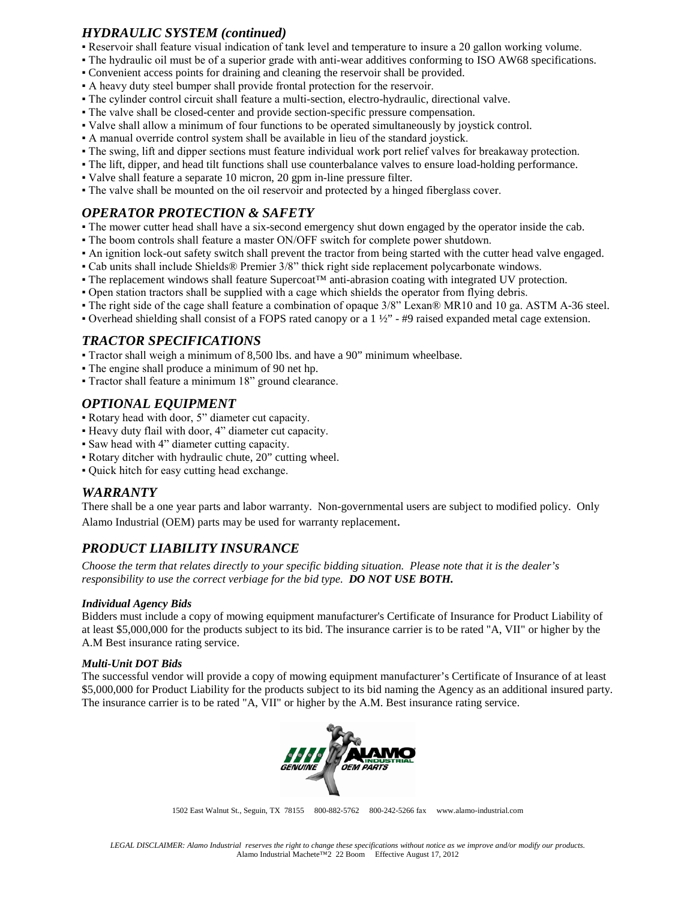## *HYDRAULIC SYSTEM (continued)*

- Reservoir shall feature visual indication of tank level and temperature to insure a 20 gallon working volume.
- The hydraulic oil must be of a superior grade with anti-wear additives conforming to ISO AW68 specifications.
- Convenient access points for draining and cleaning the reservoir shall be provided.
- A heavy duty steel bumper shall provide frontal protection for the reservoir.
- The cylinder control circuit shall feature a multi-section, electro-hydraulic, directional valve.
- The valve shall be closed-center and provide section-specific pressure compensation.
- Valve shall allow a minimum of four functions to be operated simultaneously by joystick control.
- A manual override control system shall be available in lieu of the standard joystick.
- The swing, lift and dipper sections must feature individual work port relief valves for breakaway protection.
- The lift, dipper, and head tilt functions shall use counterbalance valves to ensure load-holding performance.
- Valve shall feature a separate 10 micron, 20 gpm in-line pressure filter.
- The valve shall be mounted on the oil reservoir and protected by a hinged fiberglass cover.

## *OPERATOR PROTECTION & SAFETY*

- The mower cutter head shall have a six-second emergency shut down engaged by the operator inside the cab.
- The boom controls shall feature a master ON/OFF switch for complete power shutdown.
- An ignition lock-out safety switch shall prevent the tractor from being started with the cutter head valve engaged.
- Cab units shall include Shields® Premier 3/8" thick right side replacement polycarbonate windows.
- The replacement windows shall feature Supercoat™ anti-abrasion coating with integrated UV protection.
- Open station tractors shall be supplied with a cage which shields the operator from flying debris.
- The right side of the cage shall feature a combination of opaque 3/8" Lexan® MR10 and 10 ga. ASTM A-36 steel.
- Overhead shielding shall consist of a FOPS rated canopy or a 1 ½" - #9 raised expanded metal cage extension.

## *TRACTOR SPECIFICATIONS*

- Tractor shall weigh a minimum of 8,500 lbs. and have a 90" minimum wheelbase.
- The engine shall produce a minimum of 90 net hp.
- Tractor shall feature a minimum 18" ground clearance.

## *OPTIONAL EQUIPMENT*

- Rotary head with door, 5" diameter cut capacity.
- Heavy duty flail with door, 4" diameter cut capacity.
- Saw head with 4" diameter cutting capacity.
- Rotary ditcher with hydraulic chute, 20" cutting wheel.
- Quick hitch for easy cutting head exchange.

## *WARRANTY*

There shall be a one year parts and labor warranty. Non-governmental users are subject to modified policy. Only Alamo Industrial (OEM) parts may be used for warranty replacement.

## *PRODUCT LIABILITY INSURANCE*

*Choose the term that relates directly to your specific bidding situation. Please note that it is the dealer's responsibility to use the correct verbiage for the bid type.* ***DO NOT USE BOTH.***

***Individual Agency Bids***

Bidders must include a copy of mowing equipment manufacturer's Certificate of Insurance for Product Liability of at least $5,000,000 for the products subject to its bid. The insurance carrier is to be rated "A, VII" or higher by the A.M Best insurance rating service.

***Multi-Unit DOT Bids***

The successful vendor will provide a copy of mowing equipment manufacturer's Certificate of Insurance of at least $5,000,000 for Product Liability for the products subject to its bid naming the Agency as an additional insured party. The insurance carrier is to be rated "A, VII" or higher by the A.M. Best insurance rating service.

GENUINE ALAMO INDUSTRIAL OEM PARTS

1502 East Walnut St., Seguin, TX 78155 800-882-5762 800-242-5266 fax www.alamo-industrial.com

*LEGAL DISCLAIMER: Alamo Industrial reserves the right to change these specifications without notice as we improve and/or modify our products.*
Alamo Industrial Machete™2 22 Boom Effective August 17, 2012